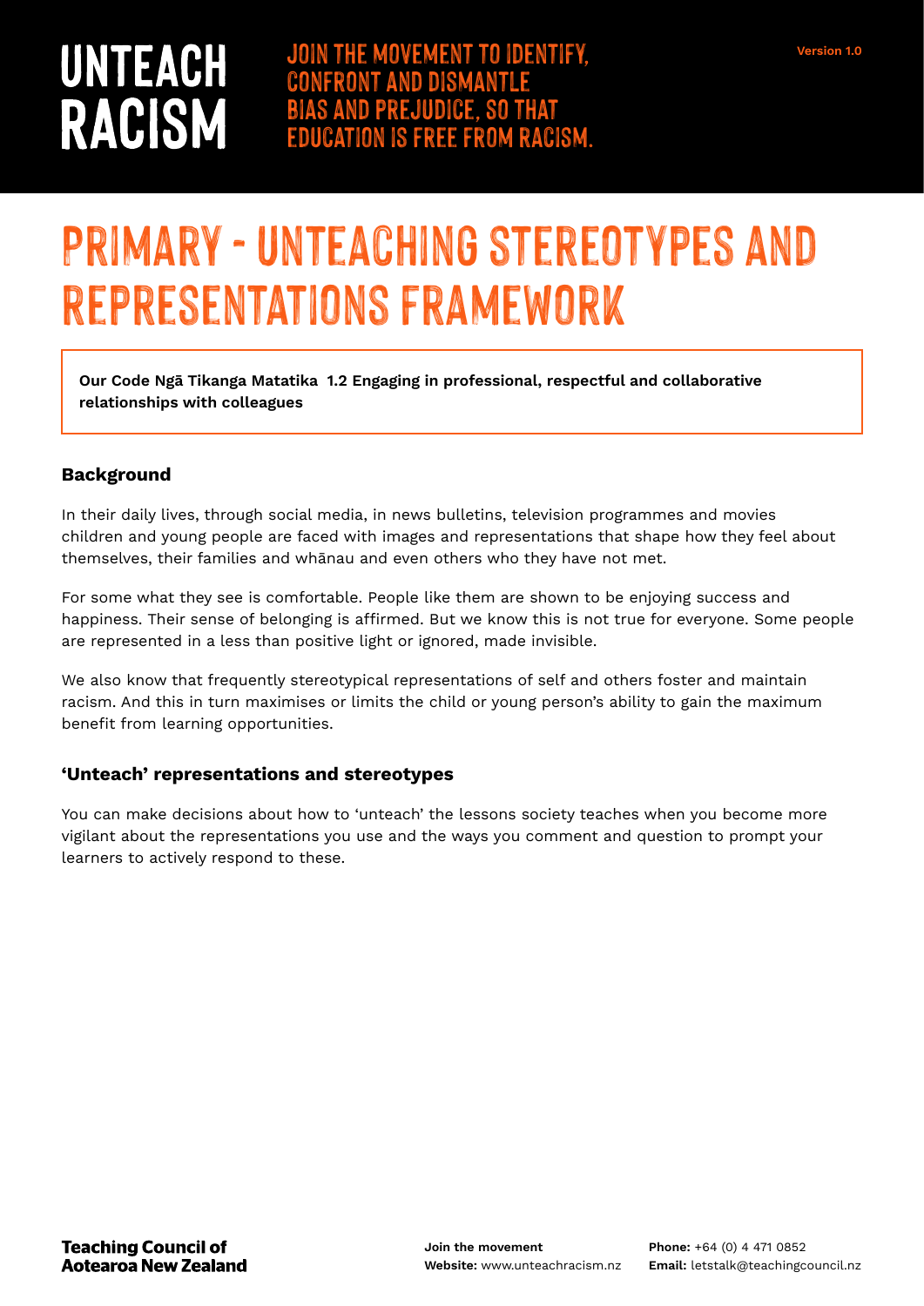# UNTEACH RACISM

JOIN THE MOVEMENT TO IDENTIFY, CONFRONT AND DISMANTLE BIAS AND PREJUDICE, SO THAT EDUCATION IS FREE FROM RACISM.

Version 1.0

# PRIMARY - UNTEACHING STEREOTYPES AND REPRESENTATIONS FRAMEWORK

**Our Code Ngā Tikanga Matatika 1.2 Engaging in professional, respectful and collaborative relationships with colleagues**

## Background

In their daily lives, through social media, in news bulletins, television programmes and movies children and young people are faced with images and representations that shape how they feel about themselves, their families and whānau and even others who they have not met.

For some what they see is comfortable. People like them are shown to be enjoying success and happiness. Their sense of belonging is affirmed. But we know this is not true for everyone. Some people are represented in a less than positive light or ignored, made invisible.

We also know that frequently stereotypical representations of self and others foster and maintain racism. And this in turn maximises or limits the child or young person's ability to gain the maximum benefit from learning opportunities.

## 'Unteach' representations and stereotypes

You can make decisions about how to 'unteach' the lessons society teaches when you become more vigilant about the representations you use and the ways you comment and question to prompt your learners to actively respond to these.

**Teaching Council of Aotearoa New Zealand**

**Join the movement**
**Website:** www.unteachracism.nz

**Phone:** +64 (0) 4 471 0852
**Email:** letstalk@teachingcouncil.nz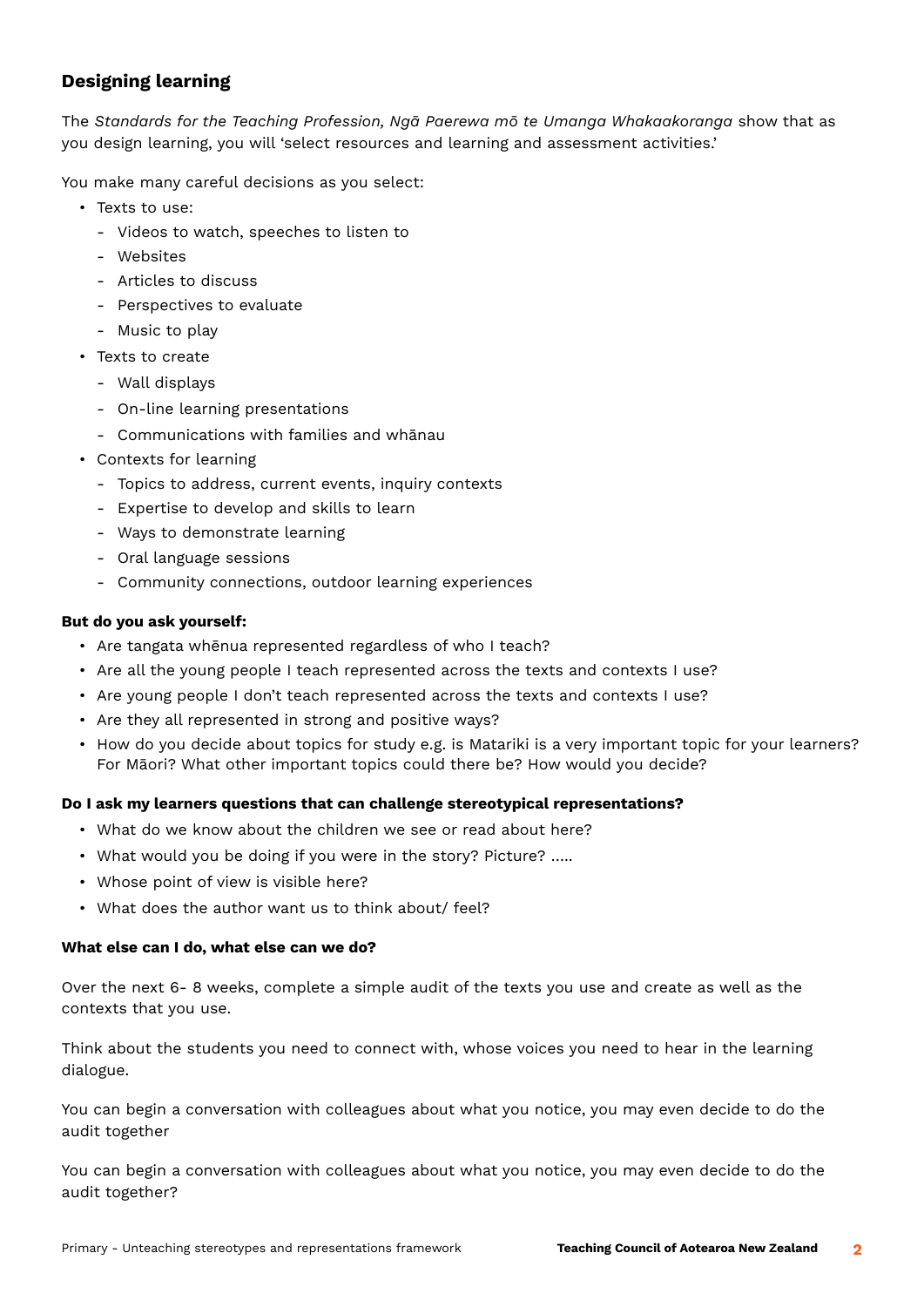## Designing learning

The *Standards for the Teaching Profession, Ngā Paerewa mō te Umanga Whakaakoranga* show that as you design learning, you will 'select resources and learning and assessment activities.'

You make many careful decisions as you select:

- Texts to use:
  - Videos to watch, speeches to listen to
  - Websites
  - Articles to discuss
  - Perspectives to evaluate
  - Music to play
- Texts to create
  - Wall displays
  - On-line learning presentations
  - Communications with families and whānau
- Contexts for learning
  - Topics to address, current events, inquiry contexts
  - Expertise to develop and skills to learn
  - Ways to demonstrate learning
  - Oral language sessions
  - Community connections, outdoor learning experiences

**But do you ask yourself:**

- Are tangata whēnua represented regardless of who I teach?
- Are all the young people I teach represented across the texts and contexts I use?
- Are young people I don't teach represented across the texts and contexts I use?
- Are they all represented in strong and positive ways?
- How do you decide about topics for study e.g. is Matariki is a very important topic for your learners? For Māori? What other important topics could there be? How would you decide?

**Do I ask my learners questions that can challenge stereotypical representations?**

- What do we know about the children we see or read about here?
- What would you be doing if you were in the story? Picture? .....
- Whose point of view is visible here?
- What does the author want us to think about/ feel?

**What else can I do, what else can we do?**

Over the next 6- 8 weeks, complete a simple audit of the texts you use and create as well as the contexts that you use.

Think about the students you need to connect with, whose voices you need to hear in the learning dialogue.

You can begin a conversation with colleagues about what you notice, you may even decide to do the audit together

You can begin a conversation with colleagues about what you notice, you may even decide to do the audit together?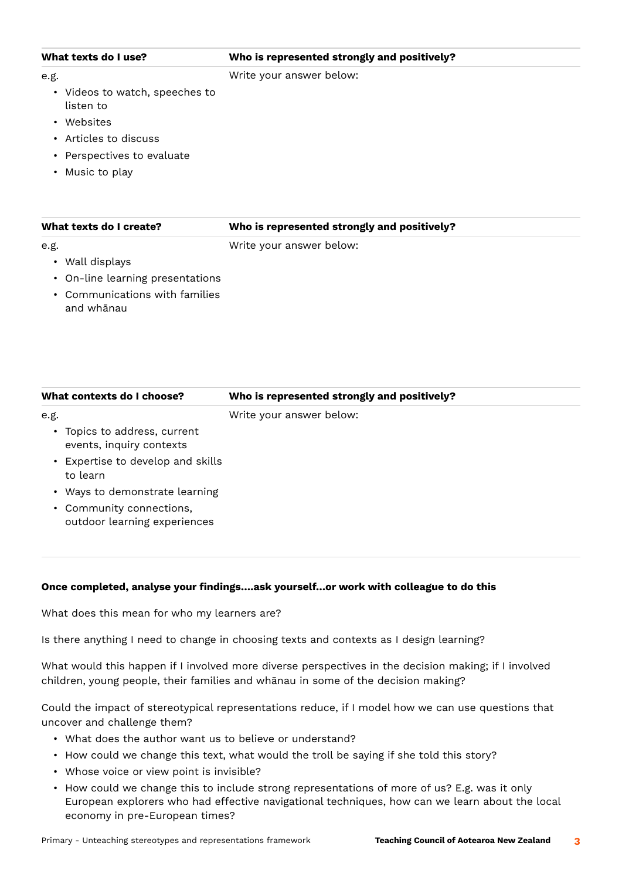| What texts do I use? | Who is represented strongly and positively? |
|---|---|
| e.g.<br>• Videos to watch, speeches to listen to<br>• Websites<br>• Articles to discuss<br>• Perspectives to evaluate<br>• Music to play | Write your answer below: |

| What texts do I create? | Who is represented strongly and positively? |
|---|---|
| e.g.<br>• Wall displays<br>• On-line learning presentations<br>• Communications with families and whānau | Write your answer below: |

| What contexts do I choose? | Who is represented strongly and positively? |
|---|---|
| e.g.<br>• Topics to address, current events, inquiry contexts<br>• Expertise to develop and skills to learn<br>• Ways to demonstrate learning<br>• Community connections, outdoor learning experiences | Write your answer below: |

**Once completed, analyse your findings….ask yourself…or work with colleague to do this**

What does this mean for who my learners are?

Is there anything I need to change in choosing texts and contexts as I design learning?

What would this happen if I involved more diverse perspectives in the decision making; if I involved children, young people, their families and whānau in some of the decision making?

Could the impact of stereotypical representations reduce, if I model how we can use questions that uncover and challenge them?

- What does the author want us to believe or understand?
- How could we change this text, what would the troll be saying if she told this story?
- Whose voice or view point is invisible?
- How could we change this to include strong representations of more of us? E.g. was it only European explorers who had effective navigational techniques, how can we learn about the local economy in pre-European times?